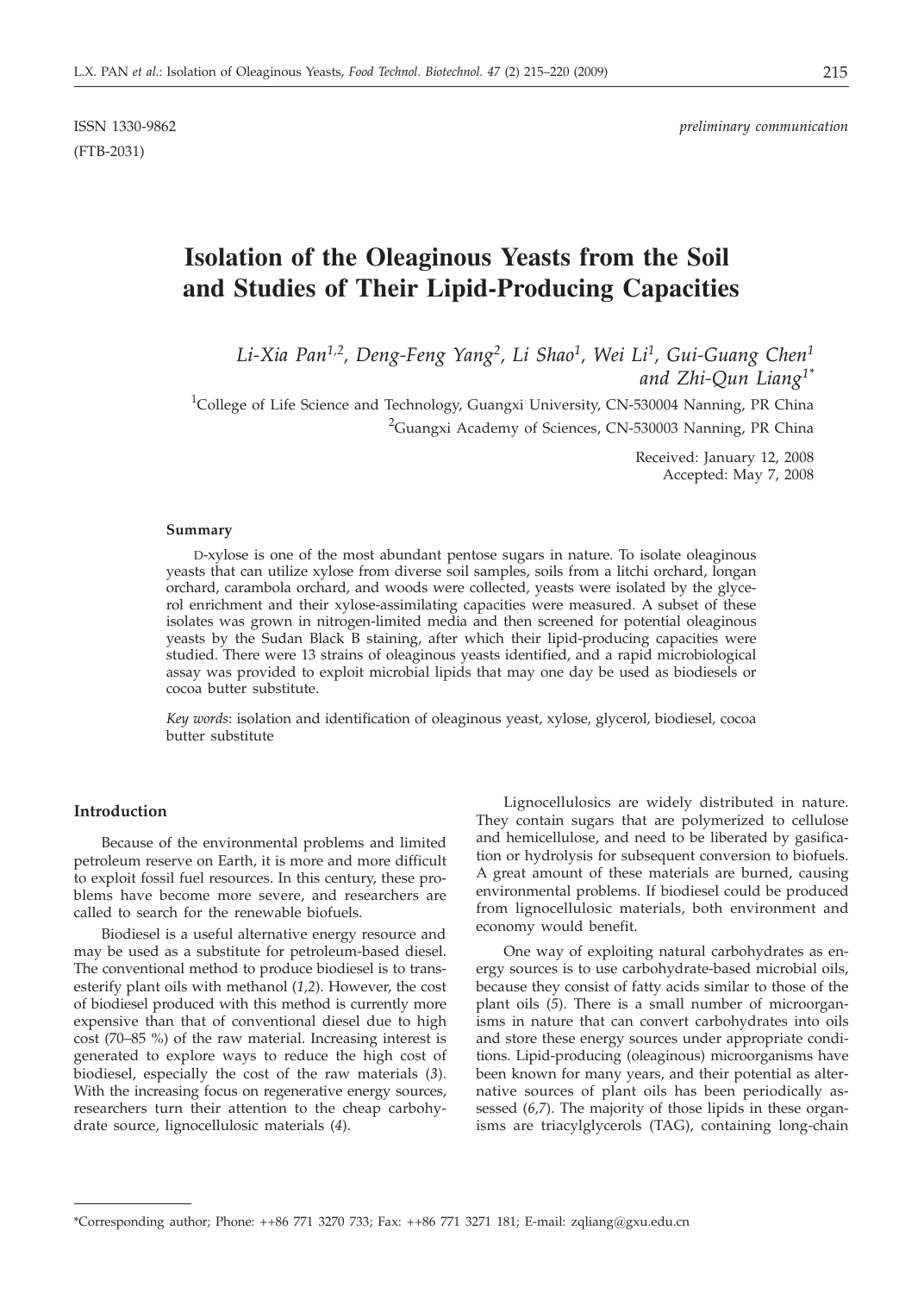ISSN 1330-9862 *preliminary communication*

(FTB-2031)

# Isolation of the Oleaginous Yeasts from the Soil and Studies of Their Lipid-Producing Capacities

*Li-Xia Pan[1,2], Deng-Feng Yang[2], Li Shao[1], Wei Li[1], Gui-Guang Chen[1] and Zhi-Qun Liang[1*]*

[1]College of Life Science and Technology, Guangxi University, CN-530004 Nanning, PR China

[2]Guangxi Academy of Sciences, CN-530003 Nanning, PR China

Received: January 12, 2008
Accepted: May 7, 2008

#### Summary

D-xylose is one of the most abundant pentose sugars in nature. To isolate oleaginous yeasts that can utilize xylose from diverse soil samples, soils from a litchi orchard, longan orchard, carambola orchard, and woods were collected, yeasts were isolated by the glycerol enrichment and their xylose-assimilating capacities were measured. A subset of these isolates was grown in nitrogen-limited media and then screened for potential oleaginous yeasts by the Sudan Black B staining, after which their lipid-producing capacities were studied. There were 13 strains of oleaginous yeasts identified, and a rapid microbiological assay was provided to exploit microbial lipids that may one day be used as biodiesels or cocoa butter substitute.

*Key words*: isolation and identification of oleaginous yeast, xylose, glycerol, biodiesel, cocoa butter substitute

## Introduction

Because of the environmental problems and limited petroleum reserve on Earth, it is more and more difficult to exploit fossil fuel resources. In this century, these problems have become more severe, and researchers are called to search for the renewable biofuels.

Biodiesel is a useful alternative energy resource and may be used as a substitute for petroleum-based diesel. The conventional method to produce biodiesel is to transesterify plant oils with methanol (*1,2*). However, the cost of biodiesel produced with this method is currently more expensive than that of conventional diesel due to high cost (70–85 %) of the raw material. Increasing interest is generated to explore ways to reduce the high cost of biodiesel, especially the cost of the raw materials (*3*). With the increasing focus on regenerative energy sources, researchers turn their attention to the cheap carbohydrate source, lignocellulosic materials (*4*).

Lignocellulosics are widely distributed in nature. They contain sugars that are polymerized to cellulose and hemicellulose, and need to be liberated by gasification or hydrolysis for subsequent conversion to biofuels. A great amount of these materials are burned, causing environmental problems. If biodiesel could be produced from lignocellulosic materials, both environment and economy would benefit.

One way of exploiting natural carbohydrates as energy sources is to use carbohydrate-based microbial oils, because they consist of fatty acids similar to those of the plant oils (*5*). There is a small number of microorganisms in nature that can convert carbohydrates into oils and store these energy sources under appropriate conditions. Lipid-producing (oleaginous) microorganisms have been known for many years, and their potential as alternative sources of plant oils has been periodically assessed (*6,7*). The majority of those lipids in these organisms are triacylglycerols (TAG), containing long-chain

*Corresponding author; Phone: ++86 771 3270 733; Fax: ++86 771 3271 181; E-mail: zqliang@gxu.edu.cn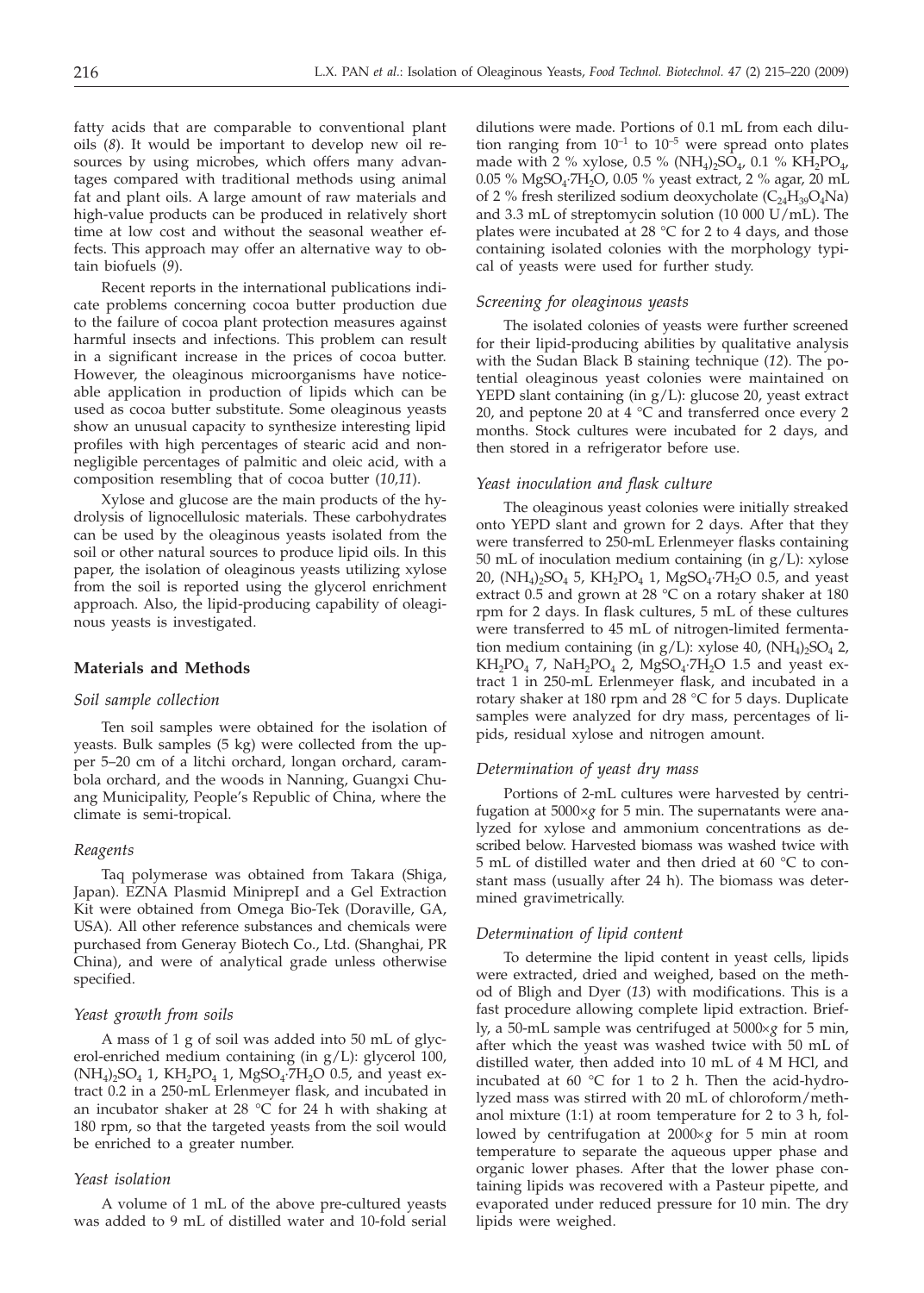fatty acids that are comparable to conventional plant oils (*8*). It would be important to develop new oil resources by using microbes, which offers many advantages compared with traditional methods using animal fat and plant oils. A large amount of raw materials and high-value products can be produced in relatively short time at low cost and without the seasonal weather effects. This approach may offer an alternative way to obtain biofuels (*9*).

Recent reports in the international publications indicate problems concerning cocoa butter production due to the failure of cocoa plant protection measures against harmful insects and infections. This problem can result in a significant increase in the prices of cocoa butter. However, the oleaginous microorganisms have noticeable application in production of lipids which can be used as cocoa butter substitute. Some oleaginous yeasts show an unusual capacity to synthesize interesting lipid profiles with high percentages of stearic acid and non-negligible percentages of palmitic and oleic acid, with a composition resembling that of cocoa butter (*10,11*).

Xylose and glucose are the main products of the hydrolysis of lignocellulosic materials. These carbohydrates can be used by the oleaginous yeasts isolated from the soil or other natural sources to produce lipid oils. In this paper, the isolation of oleaginous yeasts utilizing xylose from the soil is reported using the glycerol enrichment approach. Also, the lipid-producing capability of oleaginous yeasts is investigated.

## Materials and Methods

### *Soil sample collection*

Ten soil samples were obtained for the isolation of yeasts. Bulk samples (5 kg) were collected from the upper 5–20 cm of a litchi orchard, longan orchard, carambola orchard, and the woods in Nanning, Guangxi Chuang Municipality, People's Republic of China, where the climate is semi-tropical.

### *Reagents*

Taq polymerase was obtained from Takara (Shiga, Japan). EZNA Plasmid MiniprepI and a Gel Extraction Kit were obtained from Omega Bio-Tek (Doraville, GA, USA). All other reference substances and chemicals were purchased from Generay Biotech Co., Ltd. (Shanghai, PR China), and were of analytical grade unless otherwise specified.

### *Yeast growth from soils*

A mass of 1 g of soil was added into 50 mL of glycerol-enriched medium containing (in g/L): glycerol 100, $(NH_4)_2SO_4$ 1, $KH_2PO_4$ 1, $MgSO_4 \cdot 7H_2O$ 0.5, and yeast extract 0.2 in a 250-mL Erlenmeyer flask, and incubated in an incubator shaker at 28 °C for 24 h with shaking at 180 rpm, so that the targeted yeasts from the soil would be enriched to a greater number.

### *Yeast isolation*

A volume of 1 mL of the above pre-cultured yeasts was added to 9 mL of distilled water and 10-fold serial dilutions were made. Portions of 0.1 mL from each dilution ranging from $10^{-1}$ to $10^{-5}$ were spread onto plates made with 2 % xylose, 0.5 % $(NH_4)_2SO_4$, 0.1 % $KH_2PO_4$, 0.05 % $MgSO_4 \cdot 7H_2O$, 0.05 % yeast extract, 2 % agar, 20 mL of 2 % fresh sterilized sodium deoxycholate ($C_{24}H_{39}O_4Na$) and 3.3 mL of streptomycin solution (10 000 U/mL). The plates were incubated at 28 °C for 2 to 4 days, and those containing isolated colonies with the morphology typical of yeasts were used for further study.

### *Screening for oleaginous yeasts*

The isolated colonies of yeasts were further screened for their lipid-producing abilities by qualitative analysis with the Sudan Black B staining technique (*12*). The potential oleaginous yeast colonies were maintained on YEPD slant containing (in g/L): glucose 20, yeast extract 20, and peptone 20 at 4 °C and transferred once every 2 months. Stock cultures were incubated for 2 days, and then stored in a refrigerator before use.

### *Yeast inoculation and flask culture*

The oleaginous yeast colonies were initially streaked onto YEPD slant and grown for 2 days. After that they were transferred to 250-mL Erlenmeyer flasks containing 50 mL of inoculation medium containing (in g/L): xylose 20, $(NH_4)_2SO_4$ 5, $KH_2PO_4$ 1, $MgSO_4 \cdot 7H_2O$ 0.5, and yeast extract 0.5 and grown at 28 °C on a rotary shaker at 180 rpm for 2 days. In flask cultures, 5 mL of these cultures were transferred to 45 mL of nitrogen-limited fermentation medium containing (in g/L): xylose 40, $(NH_4)_2SO_4$ 2, $KH_2PO_4$ 7, $NaH_2PO_4$ 2, $MgSO_4 \cdot 7H_2O$ 1.5 and yeast extract 1 in 250-mL Erlenmeyer flask, and incubated in a rotary shaker at 180 rpm and 28 °C for 5 days. Duplicate samples were analyzed for dry mass, percentages of lipids, residual xylose and nitrogen amount.

### *Determination of yeast dry mass*

Portions of 2-mL cultures were harvested by centrifugation at 5000×*g* for 5 min. The supernatants were analyzed for xylose and ammonium concentrations as described below. Harvested biomass was washed twice with 5 mL of distilled water and then dried at 60 °C to constant mass (usually after 24 h). The biomass was determined gravimetrically.

### *Determination of lipid content*

To determine the lipid content in yeast cells, lipids were extracted, dried and weighed, based on the method of Bligh and Dyer (*13*) with modifications. This is a fast procedure allowing complete lipid extraction. Briefly, a 50-mL sample was centrifuged at 5000×*g* for 5 min, after which the yeast was washed twice with 50 mL of distilled water, then added into 10 mL of 4 M HCl, and incubated at 60 °C for 1 to 2 h. Then the acid-hydrolyzed mass was stirred with 20 mL of chloroform/methanol mixture (1:1) at room temperature for 2 to 3 h, followed by centrifugation at 2000×*g* for 5 min at room temperature to separate the aqueous upper phase and organic lower phases. After that the lower phase containing lipids was recovered with a Pasteur pipette, and evaporated under reduced pressure for 10 min. The dry lipids were weighed.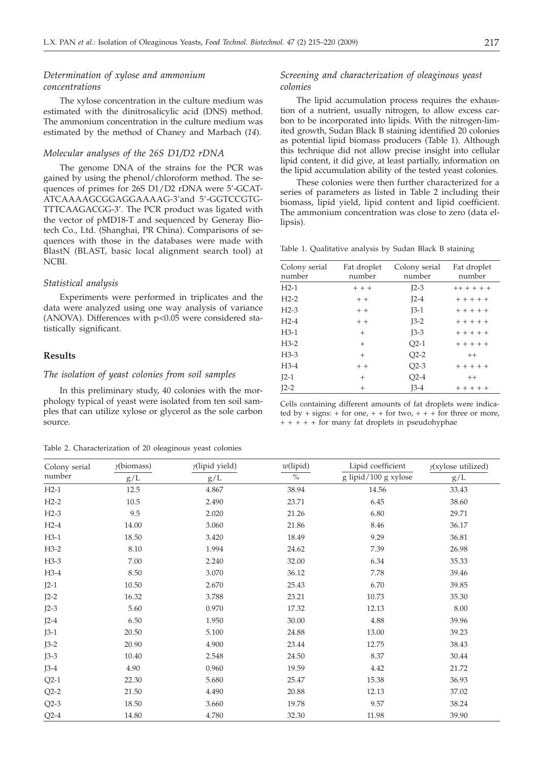### *Determination of xylose and ammonium concentrations*

The xylose concentration in the culture medium was estimated with the dinitrosalicylic acid (DNS) method. The ammonium concentration in the culture medium was estimated by the method of Chaney and Marbach (*14*).

### *Molecular analyses of the 26S D1/D2 rDNA*

The genome DNA of the strains for the PCR was gained by using the phenol/chloroform method. The sequences of primes for 26S D1/D2 rDNA were 5'-GCATATCAAAAGCGGAGGAAAAG-3'and 5'-GGTCCGTGTTTCAAGACGG-3'. The PCR product was ligated with the vector of pMD18-T and sequenced by Generay Biotech Co., Ltd. (Shanghai, PR China). Comparisons of sequences with those in the databases were made with BlastN (BLAST, basic local alignment search tool) at NCBI.

### *Statistical analysis*

Experiments were performed in triplicates and the data were analyzed using one way analysis of variance (ANOVA). Differences with $p<0.05$ were considered statistically significant.

## **Results**

### *The isolation of yeast colonies from soil samples*

In this preliminary study, 40 colonies with the morphology typical of yeast were isolated from ten soil samples that can utilize xylose or glycerol as the sole carbon source.

### *Screening and characterization of oleaginous yeast colonies*

The lipid accumulation process requires the exhaustion of a nutrient, usually nitrogen, to allow excess carbon to be incorporated into lipids. With the nitrogen-limited growth, Sudan Black B staining identified 20 colonies as potential lipid biomass producers (Table 1). Although this technique did not allow precise insight into cellular lipid content, it did give, at least partially, information on the lipid accumulation ability of the tested yeast colonies.

These colonies were then further characterized for a series of parameters as listed in Table 2 including their biomass, lipid yield, lipid content and lipid coefficient. The ammonium concentration was close to zero (data ellipsis).

Table 1. Qualitative analysis by Sudan Black B staining

| Colony serial number | Fat droplet number | Colony serial number | Fat droplet number |
|---|---|---|---|
| H2-1 | + + + | J2-3 | ++ + + + + |
| H2-2 | + + | J2-4 | + + + + + |
| H2-3 | + + | J3-1 | + + + + + |
| H2-4 | + + | J3-2 | + + + + + |
| H3-1 | + | J3-3 | + + + + + |
| H3-2 | + | Q2-1 | + + + + + |
| H3-3 | + | Q2-2 | ++ |
| H3-4 | + + | Q2-3 | + + + + + |
| J2-1 | + | Q2-4 | ++ |
| J2-2 | + | J3-4 | + + + + + |

Cells containing different amounts of fat droplets were indicated by + signs: + for one, + + for two, + + + for three or more, + + + + + for many fat droplets in pseudohyphae

Table 2. Characterization of 20 oleaginous yeast colonies

| Colony serial number | $\gamma$(biomass) g/L | $\gamma$(lipid yield) g/L | $w$(lipid) % | Lipid coefficient g lipid/100 g xylose | $\gamma$(xylose utilized) g/L |
|---|---|---|---|---|---|
| H2-1 | 12.5 | 4.867 | 38.94 | 14.56 | 33.43 |
| H2-2 | 10.5 | 2.490 | 23.71 | 6.45 | 38.60 |
| H2-3 | 9.5 | 2.020 | 21.26 | 6.80 | 29.71 |
| H2-4 | 14.00 | 3.060 | 21.86 | 8.46 | 36.17 |
| H3-1 | 18.50 | 3.420 | 18.49 | 9.29 | 36.81 |
| H3-2 | 8.10 | 1.994 | 24.62 | 7.39 | 26.98 |
| H3-3 | 7.00 | 2.240 | 32.00 | 6.34 | 35.33 |
| H3-4 | 8.50 | 3.070 | 36.12 | 7.78 | 39.46 |
| J2-1 | 10.50 | 2.670 | 25.43 | 6.70 | 39.85 |
| J2-2 | 16.32 | 3.788 | 23.21 | 10.73 | 35.30 |
| J2-3 | 5.60 | 0.970 | 17.32 | 12.13 | 8.00 |
| J2-4 | 6.50 | 1.950 | 30.00 | 4.88 | 39.96 |
| J3-1 | 20.50 | 5.100 | 24.88 | 13.00 | 39.23 |
| J3-2 | 20.90 | 4.900 | 23.44 | 12.75 | 38.43 |
| J3-3 | 10.40 | 2.548 | 24.50 | 8.37 | 30.44 |
| J3-4 | 4.90 | 0.960 | 19.59 | 4.42 | 21.72 |
| Q2-1 | 22.30 | 5.680 | 25.47 | 15.38 | 36.93 |
| Q2-2 | 21.50 | 4.490 | 20.88 | 12.13 | 37.02 |
| Q2-3 | 18.50 | 3.660 | 19.78 | 9.57 | 38.24 |
| Q2-4 | 14.80 | 4.780 | 32.30 | 11.98 | 39.90 |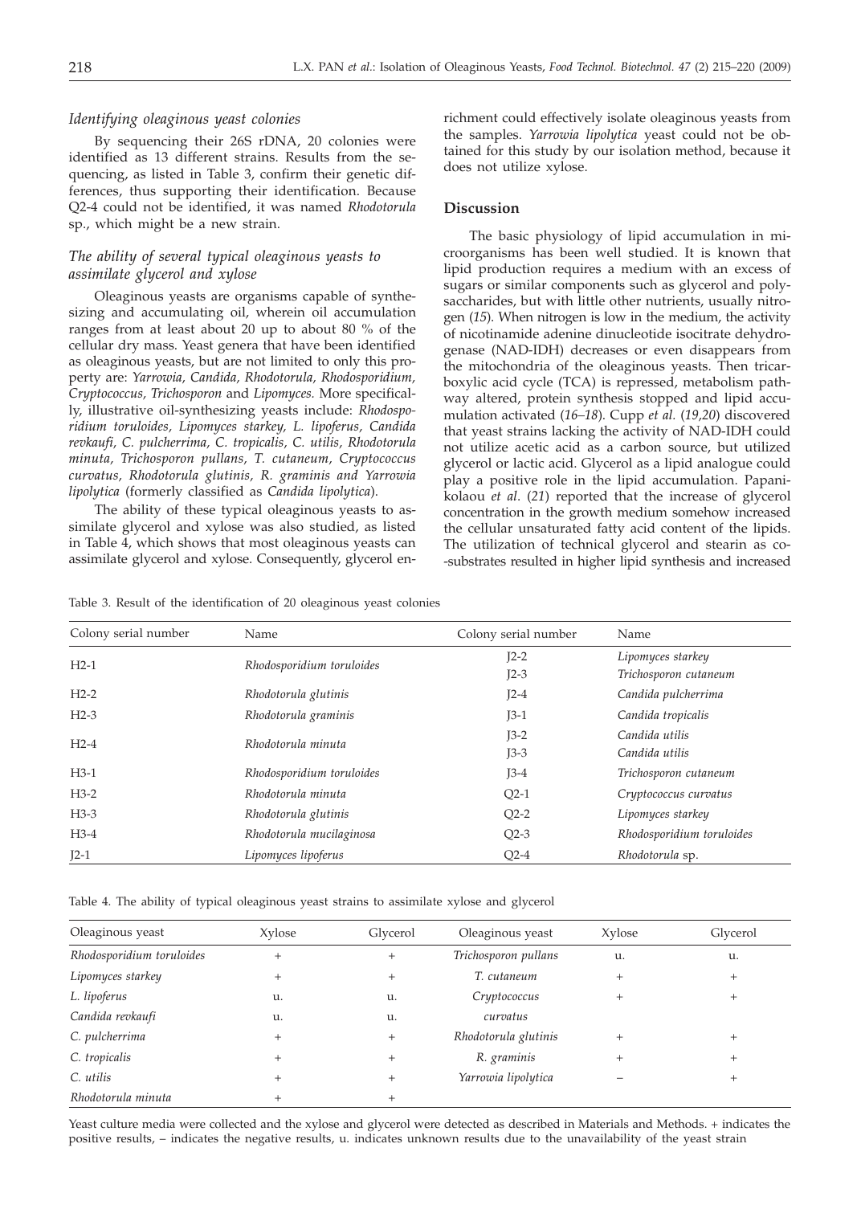### *Identifying oleaginous yeast colonies*

By sequencing their 26S rDNA, 20 colonies were identified as 13 different strains. Results from the sequencing, as listed in Table 3, confirm their genetic differences, thus supporting their identification. Because Q2-4 could not be identified, it was named *Rhodotorula* sp., which might be a new strain.

### *The ability of several typical oleaginous yeasts to assimilate glycerol and xylose*

Oleaginous yeasts are organisms capable of synthesizing and accumulating oil, wherein oil accumulation ranges from at least about 20 up to about 80 % of the cellular dry mass. Yeast genera that have been identified as oleaginous yeasts, but are not limited to only this property are: *Yarrowia, Candida, Rhodotorula, Rhodosporidium, Cryptococcus, Trichosporon* and *Lipomyces.* More specifically, illustrative oil-synthesizing yeasts include: *Rhodosporidium toruloides, Lipomyces starkey, L. lipoferus, Candida revkaufi, C. pulcherrima, C. tropicalis, C. utilis, Rhodotorula minuta, Trichosporon pullans, T. cutaneum, Cryptococcus curvatus, Rhodotorula glutinis, R. graminis and Yarrowia lipolytica* (formerly classified as *Candida lipolytica*).

The ability of these typical oleaginous yeasts to assimilate glycerol and xylose was also studied, as listed in Table 4, which shows that most oleaginous yeasts can assimilate glycerol and xylose. Consequently, glycerol enrichment could effectively isolate oleaginous yeasts from the samples. *Yarrowia lipolytica* yeast could not be obtained for this study by our isolation method, because it does not utilize xylose.

## Discussion

The basic physiology of lipid accumulation in microorganisms has been well studied. It is known that lipid production requires a medium with an excess of sugars or similar components such as glycerol and polysaccharides, but with little other nutrients, usually nitrogen (*15*). When nitrogen is low in the medium, the activity of nicotinamide adenine dinucleotide isocitrate dehydrogenase (NAD-IDH) decreases or even disappears from the mitochondria of the oleaginous yeasts. Then tricarboxylic acid cycle (TCA) is repressed, metabolism pathway altered, protein synthesis stopped and lipid accumulation activated (*16–18*). Cupp *et al.* (*19,20*) discovered that yeast strains lacking the activity of NAD-IDH could not utilize acetic acid as a carbon source, but utilized glycerol or lactic acid. Glycerol as a lipid analogue could play a positive role in the lipid accumulation. Papanikolaou *et al.* (*21*) reported that the increase of glycerol concentration in the growth medium somehow increased the cellular unsaturated fatty acid content of the lipids. The utilization of technical glycerol and stearin as co-substrates resulted in higher lipid synthesis and increased

Table 3. Result of the identification of 20 oleaginous yeast colonies

| Colony serial number | Name | Colony serial number | Name |
|---|---|---|---|
| H2-1 | *Rhodosporidium toruloides* | J2-2 | *Lipomyces starkey* |
| | | J2-3 | *Trichosporon cutaneum* |
| H2-2 | *Rhodotorula glutinis* | J2-4 | *Candida pulcherrima* |
| H2-3 | *Rhodotorula graminis* | J3-1 | *Candida tropicalis* |
| H2-4 | *Rhodotorula minuta* | J3-2 | *Candida utilis* |
| | | J3-3 | *Candida utilis* |
| H3-1 | *Rhodosporidium toruloides* | J3-4 | *Trichosporon cutaneum* |
| H3-2 | *Rhodotorula minuta* | Q2-1 | *Cryptococcus curvatus* |
| H3-3 | *Rhodotorula glutinis* | Q2-2 | *Lipomyces starkey* |
| H3-4 | *Rhodotorula mucilaginosa* | Q2-3 | *Rhodosporidium toruloides* |
| J2-1 | *Lipomyces lipoferus* | Q2-4 | *Rhodotorula* sp. |

Table 4. The ability of typical oleaginous yeast strains to assimilate xylose and glycerol

| Oleaginous yeast | Xylose | Glycerol | Oleaginous yeast | Xylose | Glycerol |
|---|---|---|---|---|---|
| *Rhodosporidium toruloides* | + | + | *Trichosporon pullans* | u. | u. |
| *Lipomyces starkey* | + | + | *T. cutaneum* | + | + |
| *L. lipoferus* | u. | u. | *Cryptococcus curvatus* | + | + |
| *Candida revkaufi* | u. | u. | | | |
| *C. pulcherrima* | + | + | *Rhodotorula glutinis* | + | + |
| *C. tropicalis* | + | + | *R. graminis* | + | + |
| *C. utilis* | + | + | *Yarrowia lipolytica* | – | + |
| *Rhodotorula minuta* | + | + | | | |

Yeast culture media were collected and the xylose and glycerol were detected as described in Materials and Methods. + indicates the positive results, – indicates the negative results, u. indicates unknown results due to the unavailability of the yeast strain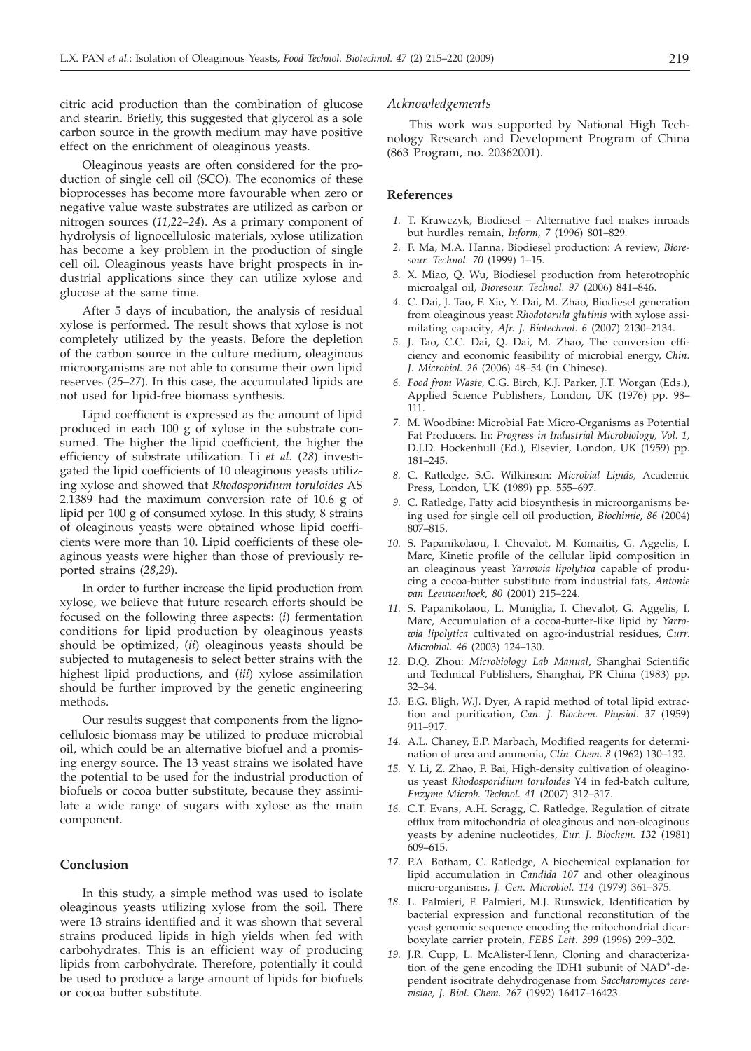citric acid production than the combination of glucose and stearin. Briefly, this suggested that glycerol as a sole carbon source in the growth medium may have positive effect on the enrichment of oleaginous yeasts.

Oleaginous yeasts are often considered for the production of single cell oil (SCO). The economics of these bioprocesses has become more favourable when zero or negative value waste substrates are utilized as carbon or nitrogen sources (*11,22–24*). As a primary component of hydrolysis of lignocellulosic materials, xylose utilization has become a key problem in the production of single cell oil. Oleaginous yeasts have bright prospects in industrial applications since they can utilize xylose and glucose at the same time.

After 5 days of incubation, the analysis of residual xylose is performed. The result shows that xylose is not completely utilized by the yeasts. Before the depletion of the carbon source in the culture medium, oleaginous microorganisms are not able to consume their own lipid reserves (*25–27*). In this case, the accumulated lipids are not used for lipid-free biomass synthesis.

Lipid coefficient is expressed as the amount of lipid produced in each 100 g of xylose in the substrate consumed. The higher the lipid coefficient, the higher the efficiency of substrate utilization. Li *et al*. (*28*) investigated the lipid coefficients of 10 oleaginous yeasts utilizing xylose and showed that *Rhodosporidium toruloides* AS 2.1389 had the maximum conversion rate of 10.6 g of lipid per 100 g of consumed xylose. In this study, 8 strains of oleaginous yeasts were obtained whose lipid coefficients were more than 10. Lipid coefficients of these oleaginous yeasts were higher than those of previously reported strains (*28,29*).

In order to further increase the lipid production from xylose, we believe that future research efforts should be focused on the following three aspects: (*i*) fermentation conditions for lipid production by oleaginous yeasts should be optimized, (*ii*) oleaginous yeasts should be subjected to mutagenesis to select better strains with the highest lipid productions, and (*iii*) xylose assimilation should be further improved by the genetic engineering methods.

Our results suggest that components from the lignocellulosic biomass may be utilized to produce microbial oil, which could be an alternative biofuel and a promising energy source. The 13 yeast strains we isolated have the potential to be used for the industrial production of biofuels or cocoa butter substitute, because they assimilate a wide range of sugars with xylose as the main component.

## Conclusion

In this study, a simple method was used to isolate oleaginous yeasts utilizing xylose from the soil. There were 13 strains identified and it was shown that several strains produced lipids in high yields when fed with carbohydrates. This is an efficient way of producing lipids from carbohydrate. Therefore, potentially it could be used to produce a large amount of lipids for biofuels or cocoa butter substitute.

### *Acknowledgements*

This work was supported by National High Technology Research and Development Program of China (863 Program, no. 20362001).

## References

*1.* T. Krawczyk, Biodiesel – Alternative fuel makes inroads but hurdles remain, *Inform, 7* (1996) 801–829.

*2.* F. Ma, M.A. Hanna, Biodiesel production: A review, *Bioresour. Technol. 70* (1999) 1–15.

*3.* X. Miao, Q. Wu, Biodiesel production from heterotrophic microalgal oil, *Bioresour. Technol. 97* (2006) 841–846.

*4.* C. Dai, J. Tao, F. Xie, Y. Dai, M. Zhao, Biodiesel generation from oleaginous yeast *Rhodotorula glutinis* with xylose assimilating capacity, *Afr. J. Biotechnol. 6* (2007) 2130–2134.

*5.* J. Tao, C.C. Dai, Q. Dai, M. Zhao, The conversion efficiency and economic feasibility of microbial energy, *Chin. J. Microbiol. 26* (2006) 48–54 (in Chinese).

*6.* *Food from Waste*, C.G. Birch, K.J. Parker, J.T. Worgan (Eds.), Applied Science Publishers, London, UK (1976) pp. 98–111.

*7.* M. Woodbine: Microbial Fat: Micro-Organisms as Potential Fat Producers. In: *Progress in Industrial Microbiology, Vol. 1*, D.J.D. Hockenhull (Ed.), Elsevier, London, UK (1959) pp. 181–245.

*8.* C. Ratledge, S.G. Wilkinson: *Microbial Lipids*, Academic Press, London, UK (1989) pp. 555–697.

*9.* C. Ratledge, Fatty acid biosynthesis in microorganisms being used for single cell oil production, *Biochimie, 86* (2004) 807–815.

*10.* S. Papanikolaou, I. Chevalot, M. Komaitis, G. Aggelis, I. Marc, Kinetic profile of the cellular lipid composition in an oleaginous yeast *Yarrowia lipolytica* capable of producing a cocoa-butter substitute from industrial fats, *Antonie van Leeuwenhoek, 80* (2001) 215–224.

*11.* S. Papanikolaou, L. Muniglia, I. Chevalot, G. Aggelis, I. Marc, Accumulation of a cocoa-butter-like lipid by *Yarrowia lipolytica* cultivated on agro-industrial residues, *Curr. Microbiol. 46* (2003) 124–130.

*12.* D.Q. Zhou: *Microbiology Lab Manual*, Shanghai Scientific and Technical Publishers, Shanghai, PR China (1983) pp. 32–34.

*13.* E.G. Bligh, W.J. Dyer, A rapid method of total lipid extraction and purification, *Can. J. Biochem. Physiol. 37* (1959) 911–917.

*14.* A.L. Chaney, E.P. Marbach, Modified reagents for determination of urea and ammonia, *Clin. Chem. 8* (1962) 130–132.

*15.* Y. Li, Z. Zhao, F. Bai, High-density cultivation of oleaginous yeast *Rhodosporidium toruloides* Y4 in fed-batch culture, *Enzyme Microb. Technol. 41* (2007) 312–317.

*16.* C.T. Evans, A.H. Scragg, C. Ratledge, Regulation of citrate efflux from mitochondria of oleaginous and non-oleaginous yeasts by adenine nucleotides, *Eur. J. Biochem. 132* (1981) 609–615.

*17.* P.A. Botham, C. Ratledge, A biochemical explanation for lipid accumulation in *Candida 107* and other oleaginous micro-organisms, *J. Gen. Microbiol. 114* (1979) 361–375.

*18.* L. Palmieri, F. Palmieri, M.J. Runswick, Identification by bacterial expression and functional reconstitution of the yeast genomic sequence encoding the mitochondrial dicarboxylate carrier protein, *FEBS Lett. 399* (1996) 299–302.

*19.* J.R. Cupp, L. McAlister-Henn, Cloning and characterization of the gene encoding the IDH1 subunit of $NAD^+$-dependent isocitrate dehydrogenase from *Saccharomyces cerevisiae*, *J. Biol. Chem. 267* (1992) 16417–16423.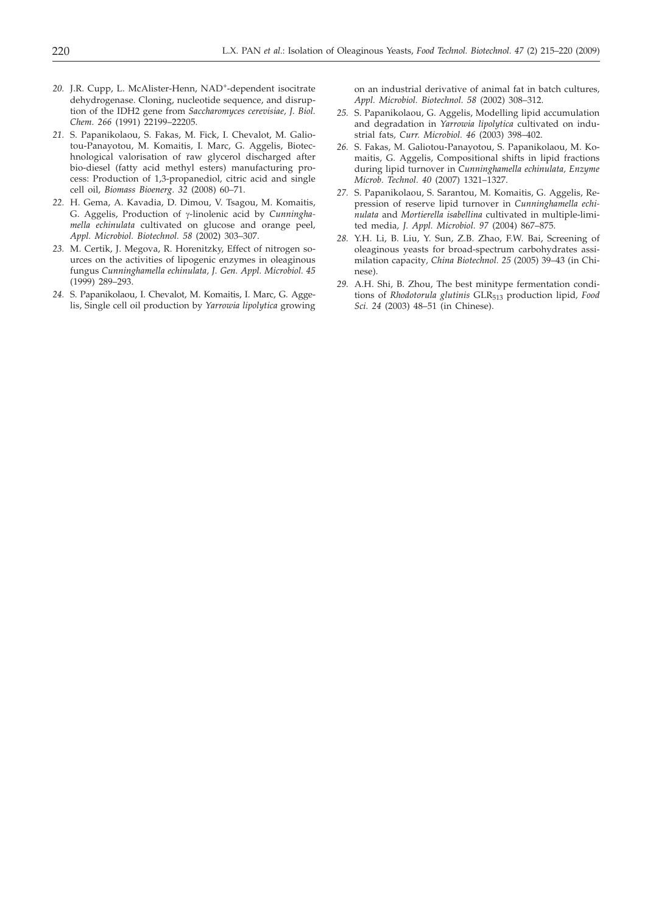20. J.R. Cupp, L. McAlister-Henn, NAD$^+$-dependent isocitrate dehydrogenase. Cloning, nucleotide sequence, and disruption of the IDH2 gene from *Saccharomyces cerevisiae*, *J. Biol. Chem. 266* (1991) 22199–22205.

21. S. Papanikolaou, S. Fakas, M. Fick, I. Chevalot, M. Galiotou-Panayotou, M. Komaitis, I. Marc, G. Aggelis, Biotechnological valorisation of raw glycerol discharged after bio-diesel (fatty acid methyl esters) manufacturing process: Production of 1,3-propanediol, citric acid and single cell oil, *Biomass Bioenerg. 32* (2008) 60–71.

22. H. Gema, A. Kavadia, D. Dimou, V. Tsagou, M. Komaitis, G. Aggelis, Production of γ-linolenic acid by *Cunninghamella echinulata* cultivated on glucose and orange peel, *Appl. Microbiol. Biotechnol. 58* (2002) 303–307.

23. M. Certik, J. Megova, R. Horenitzky, Effect of nitrogen sources on the activities of lipogenic enzymes in oleaginous fungus *Cunninghamella echinulata*, *J. Gen. Appl. Microbiol. 45* (1999) 289–293.

24. S. Papanikolaou, I. Chevalot, M. Komaitis, I. Marc, G. Aggelis, Single cell oil production by *Yarrowia lipolytica* growing on an industrial derivative of animal fat in batch cultures, *Appl. Microbiol. Biotechnol. 58* (2002) 308–312.

25. S. Papanikolaou, G. Aggelis, Modelling lipid accumulation and degradation in *Yarrowia lipolytica* cultivated on industrial fats, *Curr. Microbiol. 46* (2003) 398–402.

26. S. Fakas, M. Galiotou-Panayotou, S. Papanikolaou, M. Komaitis, G. Aggelis, Compositional shifts in lipid fractions during lipid turnover in *Cunninghamella echinulata*, *Enzyme Microb. Technol. 40* (2007) 1321–1327.

27. S. Papanikolaou, S. Sarantou, M. Komaitis, G. Aggelis, Repression of reserve lipid turnover in *Cunninghamella echinulata* and *Mortierella isabellina* cultivated in multiple-limited media, *J. Appl. Microbiol. 97* (2004) 867–875.

28. Y.H. Li, B. Liu, Y. Sun, Z.B. Zhao, F.W. Bai, Screening of oleaginous yeasts for broad-spectrum carbohydrates assimilation capacity, *China Biotechnol. 25* (2005) 39–43 (in Chinese).

29. A.H. Shi, B. Zhou, The best minitype fermentation conditions of *Rhodotorula glutinis* $GLR_{513}$ production lipid, *Food Sci. 24* (2003) 48–51 (in Chinese).